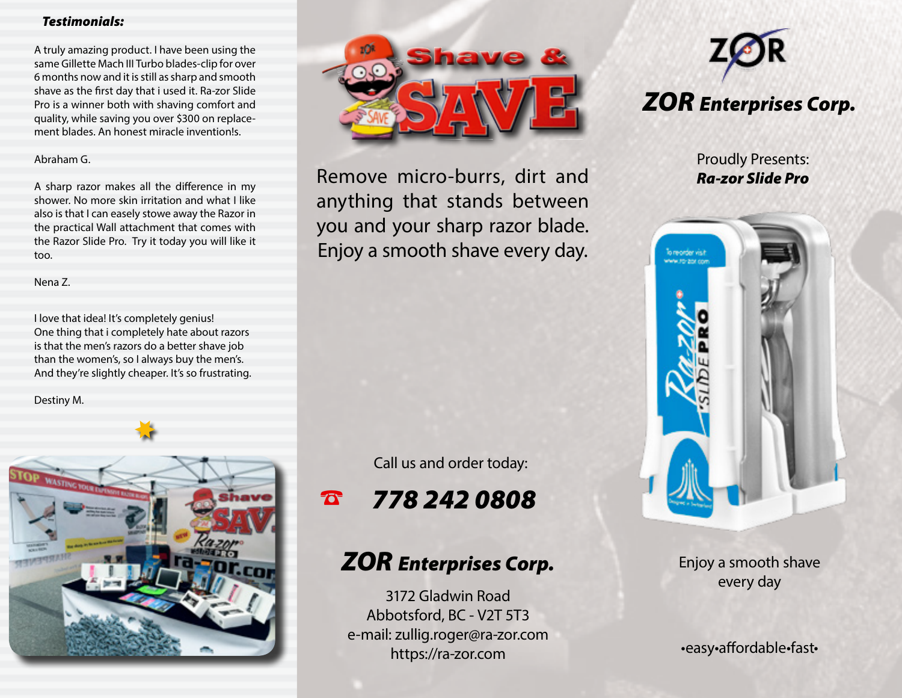***Testimonials:***

A truly amazing product. I have been using the same Gillette Mach III Turbo blades-clip for over 6 months now and it is still as sharp and smooth shave as the first day that i used it. Ra-zor Slide Pro is a winner both with shaving comfort and quality, while saving you over $300 on replacement blades. An honest miracle invention!s.

Abraham G.

A sharp razor makes all the difference in my shower. No more skin irritation and what I like also is that I can easely stowe away the Razor in the practical Wall attachment that comes with the Razor Slide Pro. Try it today you will like it too.

Nena Z.

I love that idea! It's completely genius!
One thing that i completely hate about razors is that the men's razors do a better shave job than the women's, so I always buy the men's. And they're slightly cheaper. It's so frustrating.

Destiny M.

# Shave & SAVE

Remove micro-burrs, dirt and anything that stands between you and your sharp razor blade. Enjoy a smooth shave every day.

Call us and order today:

☎ ***778 242 0808***

## *ZOR Enterprises Corp.*

3172 Gladwin Road
Abbotsford, BC - V2T 5T3
e-mail: zullig.roger@ra-zor.com
https://ra-zor.com

ZOR

## *ZOR Enterprises Corp.*

Proudly Presents:
***Ra-zor Slide Pro***

Enjoy a smooth shave every day

•easy•affordable•fast•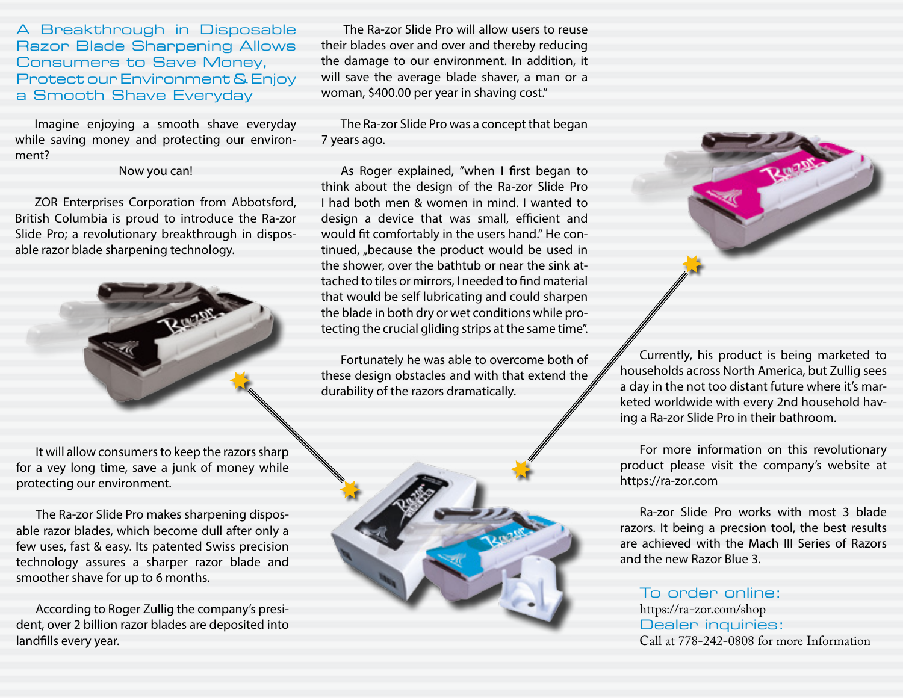# A Breakthrough in Disposable Razor Blade Sharpening Allows Consumers to Save Money, Protect our Environment & Enjoy a Smooth Shave Everyday

Imagine enjoying a smooth shave everyday while saving money and protecting our environment?

Now you can!

ZOR Enterprises Corporation from Abbotsford, British Columbia is proud to introduce the Ra-zor Slide Pro; a revolutionary breakthrough in disposable razor blade sharpening technology.

It will allow consumers to keep the razors sharp for a vey long time, save a junk of money while protecting our environment.

The Ra-zor Slide Pro makes sharpening disposable razor blades, which become dull after only a few uses, fast & easy. Its patented Swiss precision technology assures a sharper razor blade and smoother shave for up to 6 months.

According to Roger Zullig the company's president, over 2 billion razor blades are deposited into landfills every year.

The Ra-zor Slide Pro will allow users to reuse their blades over and over and thereby reducing the damage to our environment. In addition, it will save the average blade shaver, a man or a woman, $400.00 per year in shaving cost."

The Ra-zor Slide Pro was a concept that began 7 years ago.

As Roger explained, "when I first began to think about the design of the Ra-zor Slide Pro I had both men & women in mind. I wanted to design a device that was small, efficient and would fit comfortably in the users hand." He continued, „because the product would be used in the shower, over the bathtub or near the sink attached to tiles or mirrors, I needed to find material that would be self lubricating and could sharpen the blade in both dry or wet conditions while protecting the crucial gliding strips at the same time".

Fortunately he was able to overcome both of these design obstacles and with that extend the durability of the razors dramatically.

Currently, his product is being marketed to households across North America, but Zullig sees a day in the not too distant future where it's marketed worldwide with every 2nd household having a Ra-zor Slide Pro in their bathroom.

For more information on this revolutionary product please visit the company's website at https://ra-zor.com

Ra-zor Slide Pro works with most 3 blade razors. It being a precsion tool, the best results are achieved with the Mach III Series of Razors and the new Razor Blue 3.

**To order online:**
https://ra-zor.com/shop

**Dealer inquiries:**
Call at 778-242-0808 for more Information